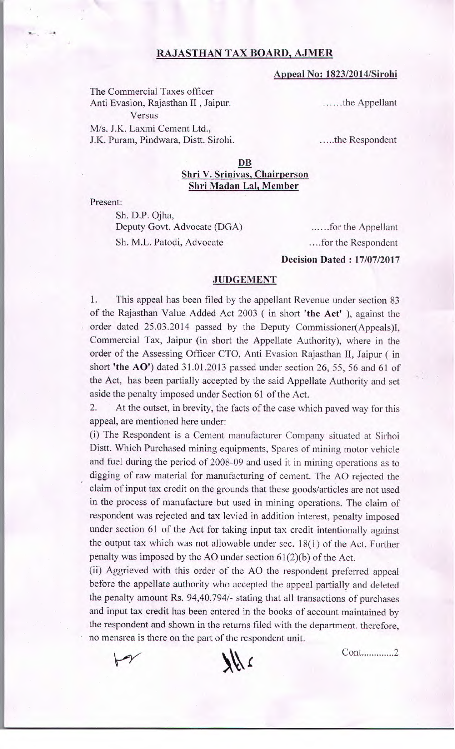**RAJASTHAN TAX BOARD, AJMER**

**Appeal No: 1823/2014/Sirohi**

The Commercial Taxes officer
Anti Evasion, Rajasthan II , Jaipur. ......the Appellant

Versus

M/s. J.K. Laxmi Cement Ltd.,
J.K. Puram, Pindwara, Distt. Sirohi. .....the Respondent

**DB**

**Shri V. Srinivas, Chairperson**
**Shri Madan Lal, Member**

Present:

Sh. D.P. Ojha,
Deputy Govt. Advocate (DGA) ......for the Appellant

Sh. M.L. Patodi, Advocate ....for the Respondent

**Decision Dated : 17/07/2017**

**JUDGEMENT**

1. This appeal has been filed by the appellant Revenue under section 83 of the Rajasthan Value Added Act 2003 ( in short **'the Act'** ), against the order dated 25.03.2014 passed by the Deputy Commissioner(Appeals)I, Commercial Tax, Jaipur (in short the Appellate Authority), where in the order of the Assessing Officer CTO, Anti Evasion Rajasthan II, Jaipur ( in short **'the AO'**) dated 31.01.2013 passed under section 26, 55, 56 and 61 of the Act, has been partially accepted by the said Appellate Authority and set aside the penalty imposed under Section 61 of the Act.

2. At the outset, in brevity, the facts of the case which paved way for this appeal, are mentioned here under:

(i) The Respondent is a Cement manufacturer Company situated at Sirhoi Distt. Which Purchased mining equipments, Spares of mining motor vehicle and fuel during the period of 2008-09 and used it in mining operations as to digging of raw material for manufacturing of cement. The AO rejected the claim of input tax credit on the grounds that these goods/articles are not used in the process of manufacture but used in mining operations. The claim of respondent was rejected and tax levied in addition interest, penalty imposed under section 61 of the Act for taking input tax credit intentionally against the output tax which was not allowable under sec. 18(1) of the Act. Further penalty was imposed by the AO under section 61(2)(b) of the Act.

(ii) Aggrieved with this order of the AO the respondent preferred appeal before the appellate authority who accepted the appeal partially and deleted the penalty amount Rs. 94,40,794/- stating that all transactions of purchases and input tax credit has been entered in the books of account maintained by the respondent and shown in the returns filed with the department. therefore, no mensrea is there on the part of the respondent unit.

Cont.............2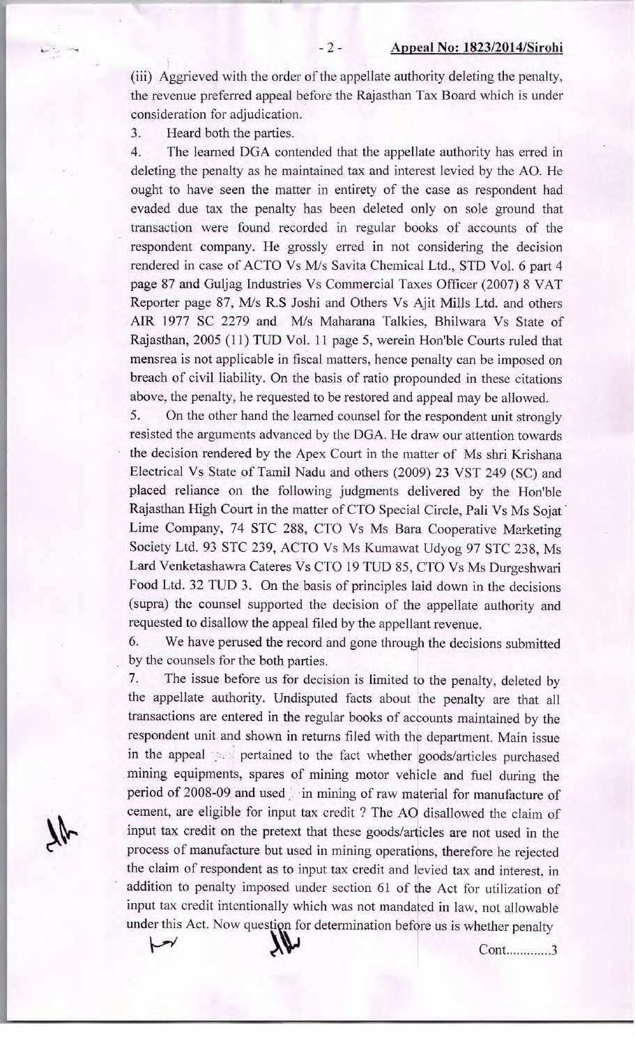(iii) Aggrieved with the order of the appellate authority deleting the penalty, the revenue preferred appeal before the Rajasthan Tax Board which is under consideration for adjudication.

3. Heard both the parties.

4. The learned DGA contended that the appellate authority has erred in deleting the penalty as he maintained tax and interest levied by the AO. He ought to have seen the matter in entirety of the case as respondent had evaded due tax the penalty has been deleted only on sole ground that transaction were found recorded in regular books of accounts of the respondent company. He grossly erred in not considering the decision rendered in case of ACTO Vs M/s Savita Chemical Ltd., STD Vol. 6 part 4 page 87 and Guljag Industries Vs Commercial Taxes Officer (2007) 8 VAT Reporter page 87, M/s R.S Joshi and Others Vs Ajit Mills Ltd. and others AIR 1977 SC 2279 and M/s Maharana Talkies, Bhilwara Vs State of Rajasthan, 2005 (11) TUD Vol. 11 page 5, werein Hon'ble Courts ruled that mensrea is not applicable in fiscal matters, hence penalty can be imposed on breach of civil liability. On the basis of ratio propounded in these citations above, the penalty, he requested to be restored and appeal may be allowed.

5. On the other hand the learned counsel for the respondent unit strongly resisted the arguments advanced by the DGA. He draw our attention towards the decision rendered by the Apex Court in the matter of Ms shri Krishana Electrical Vs State of Tamil Nadu and others (2009) 23 VST 249 (SC) and placed reliance on the following judgments delivered by the Hon'ble Rajasthan High Court in the matter of CTO Special Circle, Pali Vs Ms Sojat Lime Company, 74 STC 288, CTO Vs Ms Bara Cooperative Marketing Society Ltd. 93 STC 239, ACTO Vs Ms Kumawat Udyog 97 STC 238, Ms Lard Venketashawra Cateres Vs CTO 19 TUD 85, CTO Vs Ms Durgeshwari Food Ltd. 32 TUD 3. On the basis of principles laid down in the decisions (supra) the counsel supported the decision of the appellate authority and requested to disallow the appeal filed by the appellant revenue.

6. We have perused the record and gone through the decisions submitted by the counsels for the both parties.

7. The issue before us for decision is limited to the penalty, deleted by the appellate authority. Undisputed facts about the penalty are that all transactions are entered in the regular books of accounts maintained by the respondent unit and shown in returns filed with the department. Main issue in the appeal pertained to the fact whether goods/articles purchased mining equipments, spares of mining motor vehicle and fuel during the period of 2008-09 and used in mining of raw material for manufacture of cement, are eligible for input tax credit ? The AO disallowed the claim of input tax credit on the pretext that these goods/articles are not used in the process of manufacture but used in mining operations, therefore he rejected the claim of respondent as to input tax credit and levied tax and interest, in addition to penalty imposed under section 61 of the Act for utilization of input tax credit intentionally which was not mandated in law, not allowable under this Act. Now question for determination before us is whether penalty

Cont............3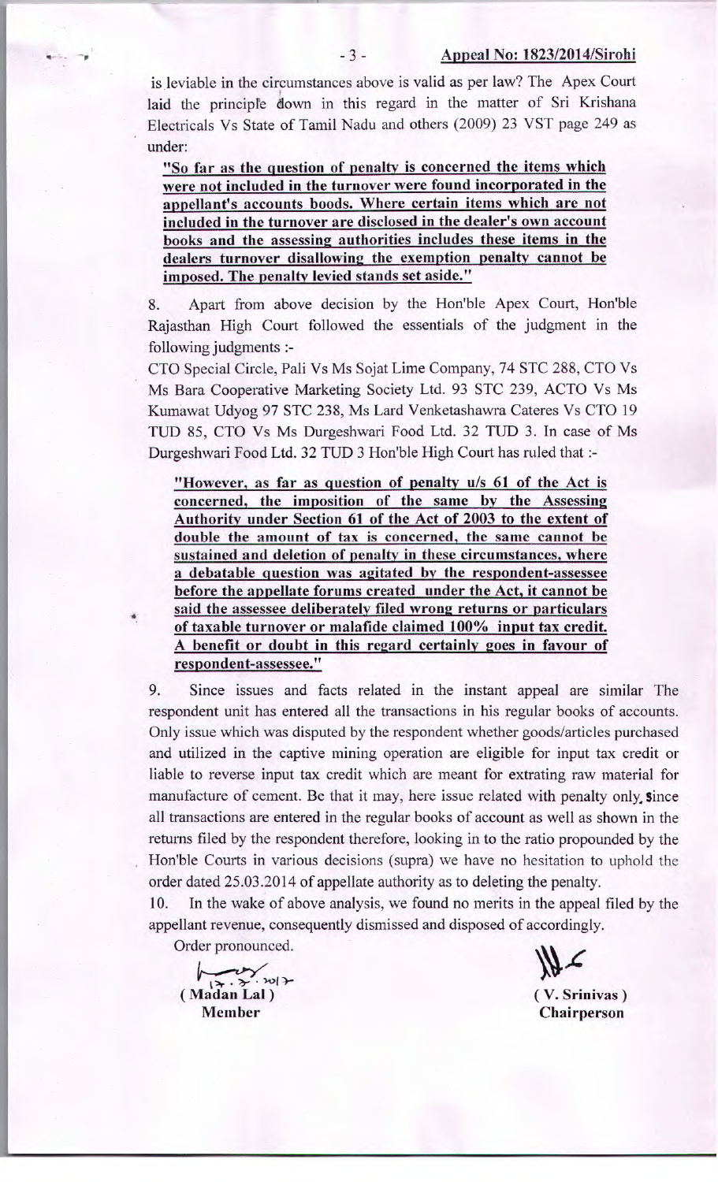is leviable in the circumstances above is valid as per law? The Apex Court laid the principle down in this regard in the matter of Sri Krishana Electricals Vs State of Tamil Nadu and others (2009) 23 VST page 249 as under:

**"So far as the question of penalty is concerned the items which were not included in the turnover were found incorporated in the appellant's accounts boods. Where certain items which are not included in the turnover are disclosed in the dealer's own account books and the assessing authorities includes these items in the dealers turnover disallowing the exemption penalty cannot be imposed. The penalty levied stands set aside."**

8. Apart from above decision by the Hon'ble Apex Court, Hon'ble Rajasthan High Court followed the essentials of the judgment in the following judgments :-

CTO Special Circle, Pali Vs Ms Sojat Lime Company, 74 STC 288, CTO Vs Ms Bara Cooperative Marketing Society Ltd. 93 STC 239, ACTO Vs Ms Kumawat Udyog 97 STC 238, Ms Lard Venketashawra Cateres Vs CTO 19 TUD 85, CTO Vs Ms Durgeshwari Food Ltd. 32 TUD 3. In case of Ms Durgeshwari Food Ltd. 32 TUD 3 Hon'ble High Court has ruled that :-

**"However, as far as question of penalty u/s 61 of the Act is concerned, the imposition of the same by the Assessing Authority under Section 61 of the Act of 2003 to the extent of double the amount of tax is concerned, the same cannot be sustained and deletion of penalty in these circumstances, where a debatable question was agitated by the respondent-assessee before the appellate forums created under the Act, it cannot be said the assessee deliberately filed wrong returns or particulars of taxable turnover or malafide claimed 100% input tax credit. A benefit or doubt in this regard certainly goes in favour of respondent-assessee."**

9. Since issues and facts related in the instant appeal are similar The respondent unit has entered all the transactions in his regular books of accounts. Only issue which was disputed by the respondent whether goods/articles purchased and utilized in the captive mining operation are eligible for input tax credit or liable to reverse input tax credit which are meant for extrating raw material for manufacture of cement. Be that it may, here issue related with penalty only, since all transactions are entered in the regular books of account as well as shown in the returns filed by the respondent therefore, looking in to the ratio propounded by the Hon'ble Courts in various decisions (supra) we have no hesitation to uphold the order dated 25.03.2014 of appellate authority as to deleting the penalty.

10. In the wake of above analysis, we found no merits in the appeal filed by the appellant revenue, consequently dismissed and disposed of accordingly.

Order pronounced.

( Madan Lal )
Member

( V. Srinivas )
Chairperson